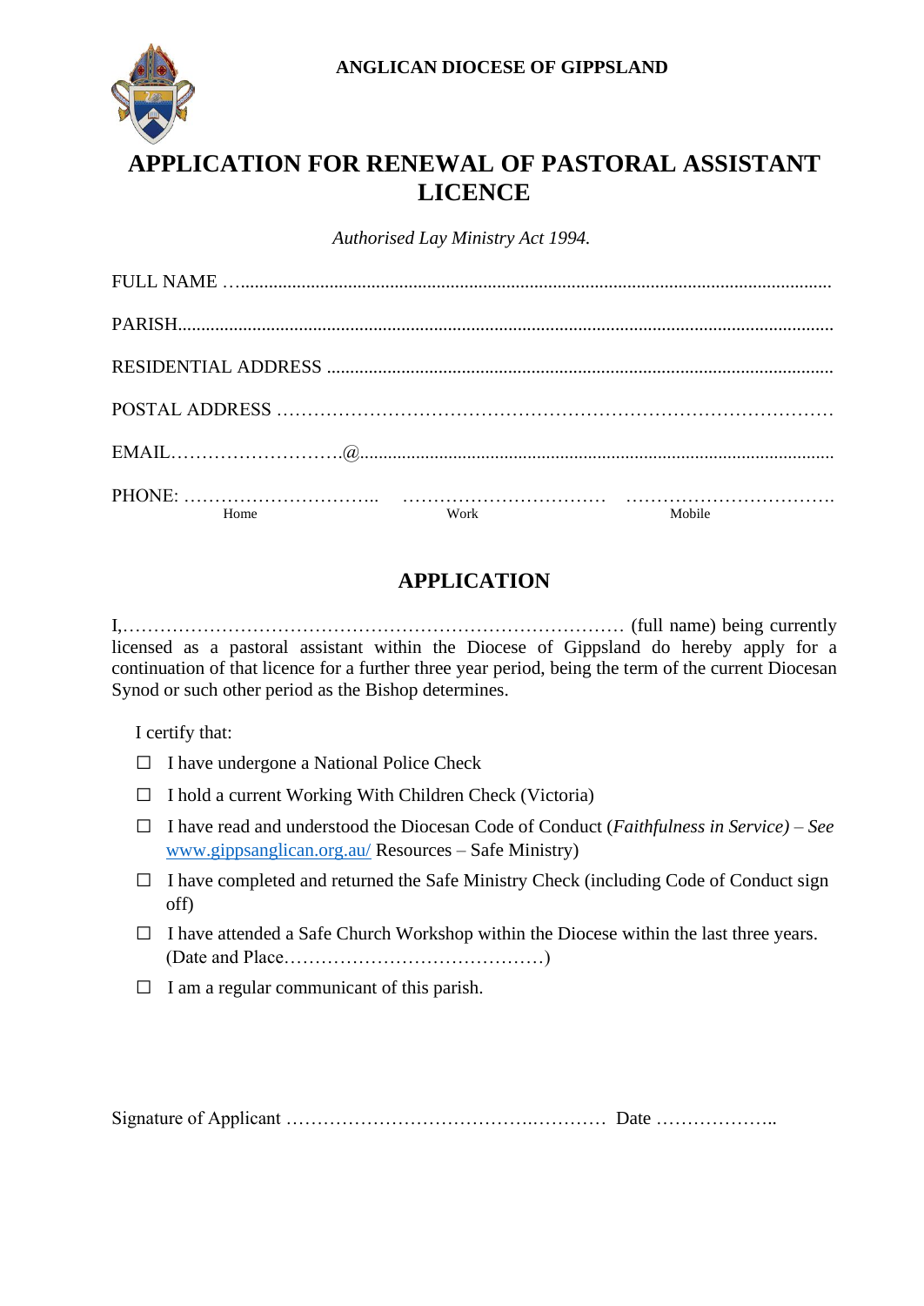ANGLICAN DIOCESE OF GIPPSLAND

# APPLICATION FOR RENEWAL OF PASTORAL ASSISTANT LICENCE

*Authorised Lay Ministry Act 1994.*

FULL NAME …..........................................................................................................................

PARISH.......................................................................................................................................

RESIDENTIAL ADDRESS ........................................................................................................

POSTAL ADDRESS ………………………………………………………………………….

EMAIL……………………….@...................................................................................................

PHONE: ………………………….. …………………………… …………………………….
Home Work Mobile

## APPLICATION

I,………………………………………………………………………… (full name) being currently licensed as a pastoral assistant within the Diocese of Gippsland do hereby apply for a continuation of that licence for a further three year period, being the term of the current Diocesan Synod or such other period as the Bishop determines.

I certify that:

☐ I have undergone a National Police Check

☐ I hold a current Working With Children Check (Victoria)

☐ I have read and understood the Diocesan Code of Conduct (*Faithfulness in Service)* – *See* www.gippsanglican.org.au/ Resources – Safe Ministry)

☐ I have completed and returned the Safe Ministry Check (including Code of Conduct sign off)

☐ I have attended a Safe Church Workshop within the Diocese within the last three years. (Date and Place……………………………………)

☐ I am a regular communicant of this parish.

Signature of Applicant ……………………………….………… Date ………………..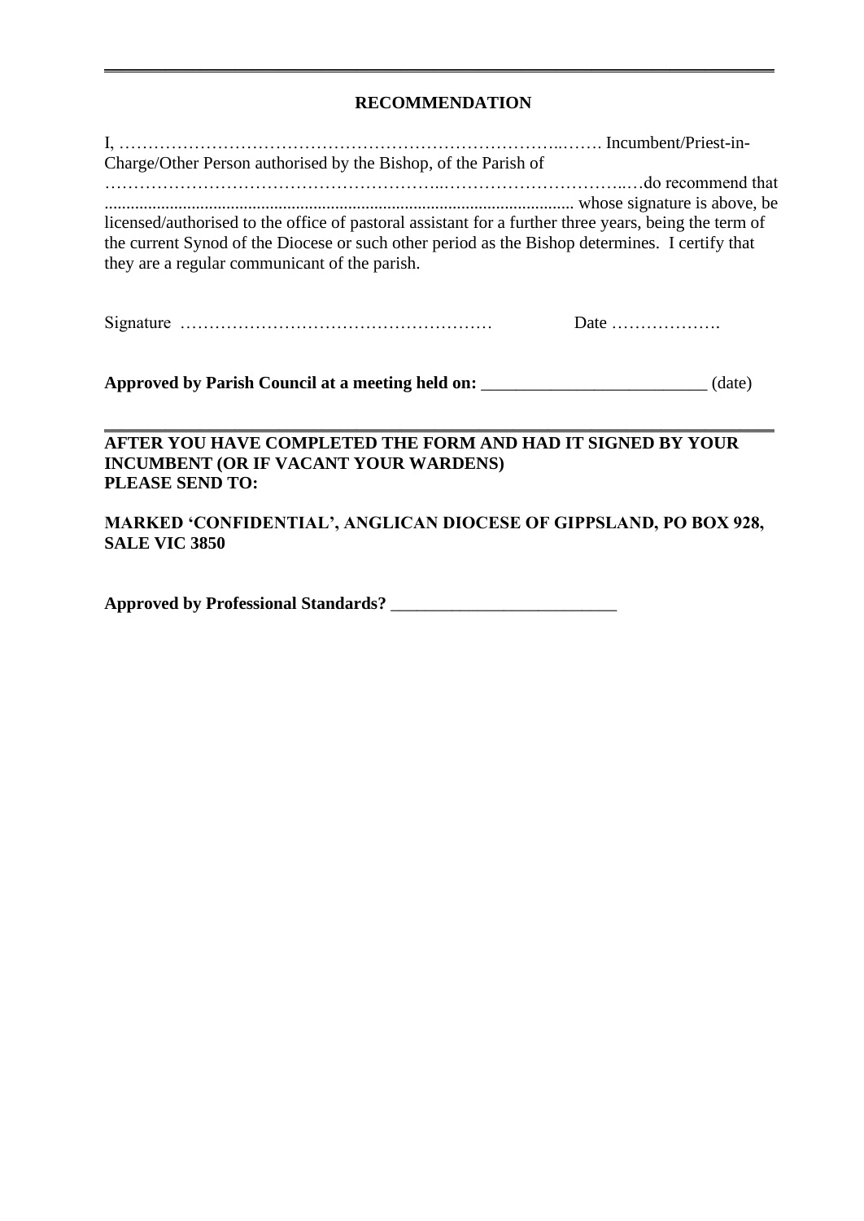## RECOMMENDATION

I, …………………………………………………………………………..……. Incumbent/Priest-in-Charge/Other Person authorised by the Bishop, of the Parish of ………………………………………………..…………………………..…do recommend that ........................................................................................................... whose signature is above, be licensed/authorised to the office of pastoral assistant for a further three years, being the term of the current Synod of the Diocese or such other period as the Bishop determines. I certify that they are a regular communicant of the parish.

Signature ……………………………………………… Date ……………….

**Approved by Parish Council at a meeting held on:** __________________________ (date)

**AFTER YOU HAVE COMPLETED THE FORM AND HAD IT SIGNED BY YOUR INCUMBENT (OR IF VACANT YOUR WARDENS)**
**PLEASE SEND TO:**

**MARKED 'CONFIDENTIAL', ANGLICAN DIOCESE OF GIPPSLAND, PO BOX 928, SALE VIC 3850**

**Approved by Professional Standards?** __________________________